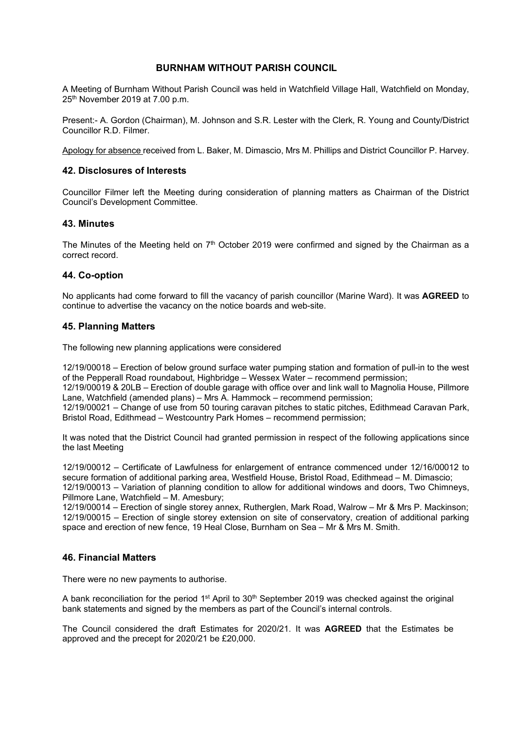# BURNHAM WITHOUT PARISH COUNCIL

A Meeting of Burnham Without Parish Council was held in Watchfield Village Hall, Watchfield on Monday, 25th November 2019 at 7.00 p.m.

Present:- A. Gordon (Chairman), M. Johnson and S.R. Lester with the Clerk, R. Young and County/District Councillor R.D. Filmer.

Apology for absence received from L. Baker, M. Dimascio, Mrs M. Phillips and District Councillor P. Harvey.

## 42. Disclosures of Interests

Councillor Filmer left the Meeting during consideration of planning matters as Chairman of the District Council's Development Committee.

## 43. Minutes

The Minutes of the Meeting held on 7th October 2019 were confirmed and signed by the Chairman as a correct record.

## 44. Co-option

No applicants had come forward to fill the vacancy of parish councillor (Marine Ward). It was **AGREED** to continue to advertise the vacancy on the notice boards and web-site.

## 45. Planning Matters

The following new planning applications were considered

12/19/00018 – Erection of below ground surface water pumping station and formation of pull-in to the west of the Pepperall Road roundabout, Highbridge – Wessex Water – recommend permission;
12/19/00019 & 20LB – Erection of double garage with office over and link wall to Magnolia House, Pillmore Lane, Watchfield (amended plans) – Mrs A. Hammock – recommend permission;
12/19/00021 – Change of use from 50 touring caravan pitches to static pitches, Edithmead Caravan Park, Bristol Road, Edithmead – Westcountry Park Homes – recommend permission;

It was noted that the District Council had granted permission in respect of the following applications since the last Meeting

12/19/00012 – Certificate of Lawfulness for enlargement of entrance commenced under 12/16/00012 to secure formation of additional parking area, Westfield House, Bristol Road, Edithmead – M. Dimascio;
12/19/00013 – Variation of planning condition to allow for additional windows and doors, Two Chimneys, Pillmore Lane, Watchfield – M. Amesbury;
12/19/00014 – Erection of single storey annex, Rutherglen, Mark Road, Walrow – Mr & Mrs P. Mackinson;
12/19/00015 – Erection of single storey extension on site of conservatory, creation of additional parking space and erection of new fence, 19 Heal Close, Burnham on Sea – Mr & Mrs M. Smith.

## 46. Financial Matters

There were no new payments to authorise.

A bank reconciliation for the period 1st April to 30th September 2019 was checked against the original bank statements and signed by the members as part of the Council's internal controls.

The Council considered the draft Estimates for 2020/21. It was **AGREED** that the Estimates be approved and the precept for 2020/21 be £20,000.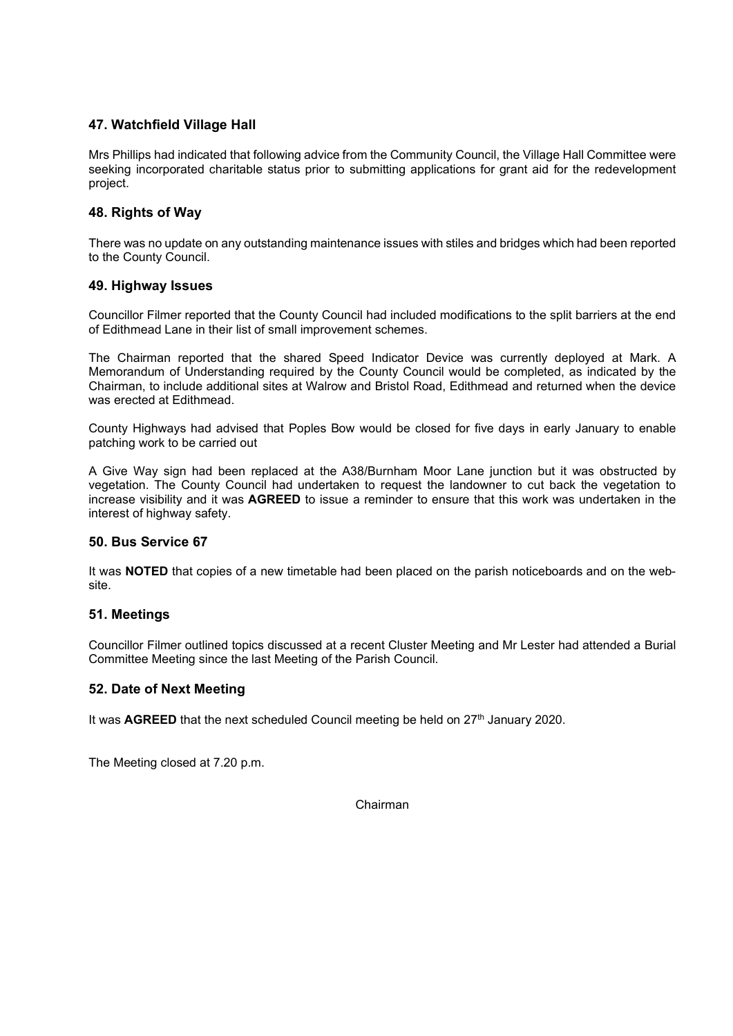## 47. Watchfield Village Hall

Mrs Phillips had indicated that following advice from the Community Council, the Village Hall Committee were seeking incorporated charitable status prior to submitting applications for grant aid for the redevelopment project.

## 48. Rights of Way

There was no update on any outstanding maintenance issues with stiles and bridges which had been reported to the County Council.

## 49. Highway Issues

Councillor Filmer reported that the County Council had included modifications to the split barriers at the end of Edithmead Lane in their list of small improvement schemes.

The Chairman reported that the shared Speed Indicator Device was currently deployed at Mark. A Memorandum of Understanding required by the County Council would be completed, as indicated by the Chairman, to include additional sites at Walrow and Bristol Road, Edithmead and returned when the device was erected at Edithmead.

County Highways had advised that Poples Bow would be closed for five days in early January to enable patching work to be carried out

A Give Way sign had been replaced at the A38/Burnham Moor Lane junction but it was obstructed by vegetation. The County Council had undertaken to request the landowner to cut back the vegetation to increase visibility and it was **AGREED** to issue a reminder to ensure that this work was undertaken in the interest of highway safety.

## 50. Bus Service 67

It was **NOTED** that copies of a new timetable had been placed on the parish noticeboards and on the web-site.

## 51. Meetings

Councillor Filmer outlined topics discussed at a recent Cluster Meeting and Mr Lester had attended a Burial Committee Meeting since the last Meeting of the Parish Council.

## 52. Date of Next Meeting

It was **AGREED** that the next scheduled Council meeting be held on 27th January 2020.

The Meeting closed at 7.20 p.m.

Chairman